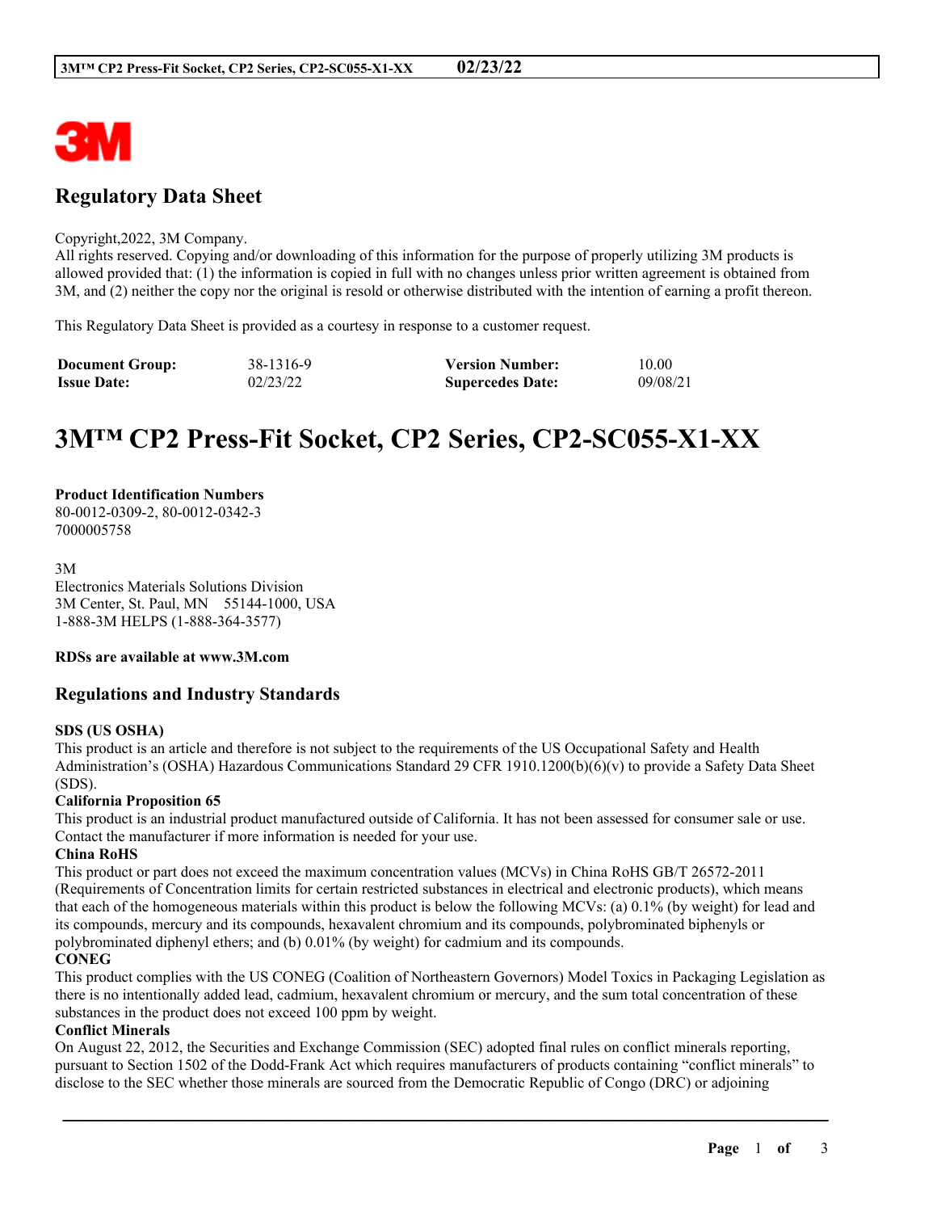3M

## Regulatory Data Sheet

Copyright,2022, 3M Company.
All rights reserved. Copying and/or downloading of this information for the purpose of properly utilizing 3M products is allowed provided that: (1) the information is copied in full with no changes unless prior written agreement is obtained from 3M, and (2) neither the copy nor the original is resold or otherwise distributed with the intention of earning a profit thereon.

This Regulatory Data Sheet is provided as a courtesy in response to a customer request.

| **Document Group:** | 38-1316-9 | **Version Number:** | 10.00 |
|---|---|---|---|
| **Issue Date:** | 02/23/22 | **Supercedes Date:** | 09/08/21 |

# 3M™ CP2 Press-Fit Socket, CP2 Series, CP2-SC055-X1-XX

**Product Identification Numbers**
80-0012-0309-2, 80-0012-0342-3
7000005758

3M
Electronics Materials Solutions Division
3M Center, St. Paul, MN 55144-1000, USA
1-888-3M HELPS (1-888-364-3577)

**RDSs are available at www.3M.com**

## Regulations and Industry Standards

**SDS (US OSHA)**
This product is an article and therefore is not subject to the requirements of the US Occupational Safety and Health Administration's (OSHA) Hazardous Communications Standard 29 CFR 1910.1200(b)(6)(v) to provide a Safety Data Sheet (SDS).

**California Proposition 65**
This product is an industrial product manufactured outside of California. It has not been assessed for consumer sale or use. Contact the manufacturer if more information is needed for your use.

**China RoHS**
This product or part does not exceed the maximum concentration values (MCVs) in China RoHS GB/T 26572-2011 (Requirements of Concentration limits for certain restricted substances in electrical and electronic products), which means that each of the homogeneous materials within this product is below the following MCVs: (a) 0.1% (by weight) for lead and its compounds, mercury and its compounds, hexavalent chromium and its compounds, polybrominated biphenyls or polybrominated diphenyl ethers; and (b) 0.01% (by weight) for cadmium and its compounds.

**CONEG**
This product complies with the US CONEG (Coalition of Northeastern Governors) Model Toxics in Packaging Legislation as there is no intentionally added lead, cadmium, hexavalent chromium or mercury, and the sum total concentration of these substances in the product does not exceed 100 ppm by weight.

**Conflict Minerals**
On August 22, 2012, the Securities and Exchange Commission (SEC) adopted final rules on conflict minerals reporting, pursuant to Section 1502 of the Dodd-Frank Act which requires manufacturers of products containing "conflict minerals" to disclose to the SEC whether those minerals are sourced from the Democratic Republic of Congo (DRC) or adjoining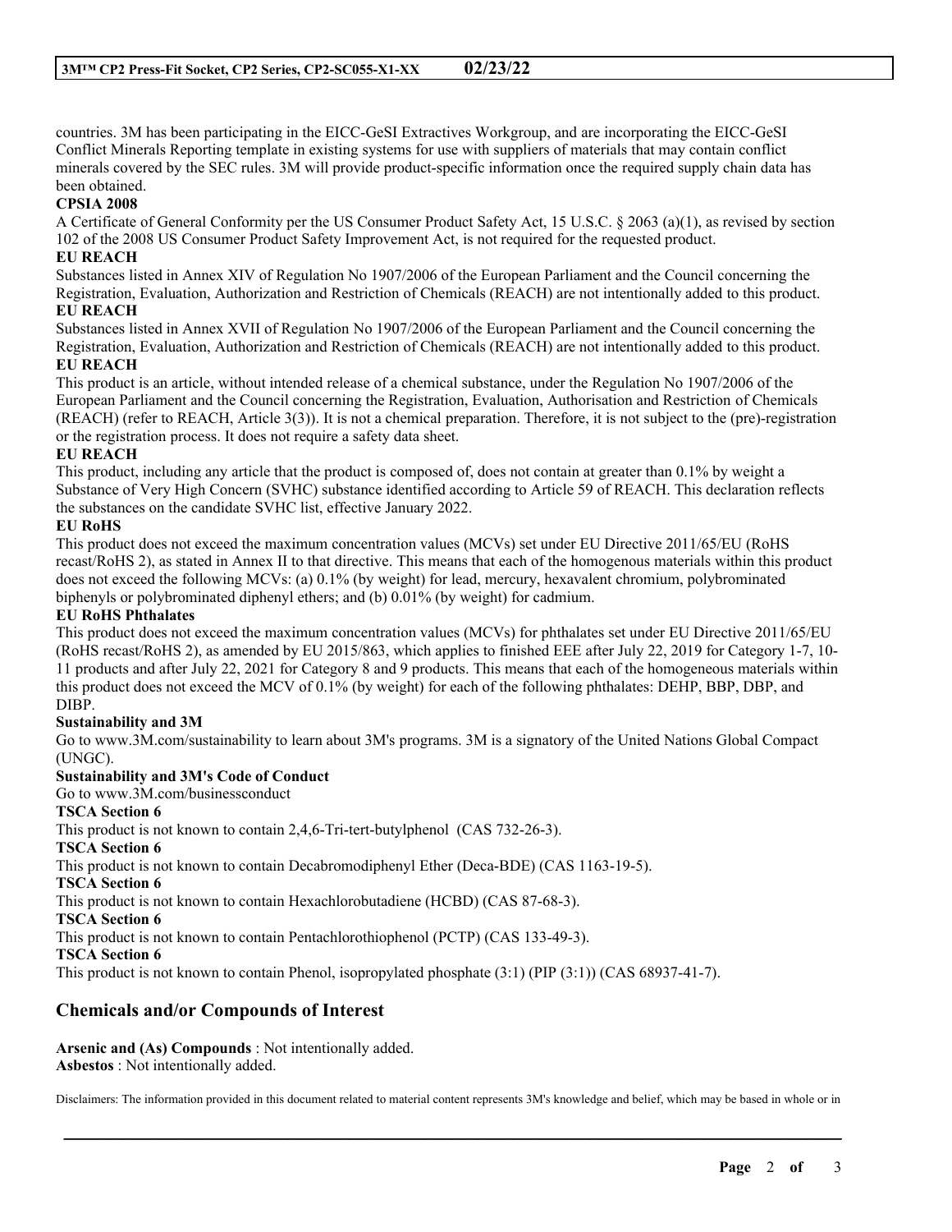countries. 3M has been participating in the EICC-GeSI Extractives Workgroup, and are incorporating the EICC-GeSI Conflict Minerals Reporting template in existing systems for use with suppliers of materials that may contain conflict minerals covered by the SEC rules. 3M will provide product-specific information once the required supply chain data has been obtained.

**CPSIA 2008**

A Certificate of General Conformity per the US Consumer Product Safety Act, 15 U.S.C. § 2063 (a)(1), as revised by section 102 of the 2008 US Consumer Product Safety Improvement Act, is not required for the requested product.

**EU REACH**

Substances listed in Annex XIV of Regulation No 1907/2006 of the European Parliament and the Council concerning the Registration, Evaluation, Authorization and Restriction of Chemicals (REACH) are not intentionally added to this product.

**EU REACH**

Substances listed in Annex XVII of Regulation No 1907/2006 of the European Parliament and the Council concerning the Registration, Evaluation, Authorization and Restriction of Chemicals (REACH) are not intentionally added to this product.

**EU REACH**

This product is an article, without intended release of a chemical substance, under the Regulation No 1907/2006 of the European Parliament and the Council concerning the Registration, Evaluation, Authorisation and Restriction of Chemicals (REACH) (refer to REACH, Article 3(3)). It is not a chemical preparation. Therefore, it is not subject to the (pre)-registration or the registration process. It does not require a safety data sheet.

**EU REACH**

This product, including any article that the product is composed of, does not contain at greater than 0.1% by weight a Substance of Very High Concern (SVHC) substance identified according to Article 59 of REACH. This declaration reflects the substances on the candidate SVHC list, effective January 2022.

**EU RoHS**

This product does not exceed the maximum concentration values (MCVs) set under EU Directive 2011/65/EU (RoHS recast/RoHS 2), as stated in Annex II to that directive. This means that each of the homogenous materials within this product does not exceed the following MCVs: (a) 0.1% (by weight) for lead, mercury, hexavalent chromium, polybrominated biphenyls or polybrominated diphenyl ethers; and (b) 0.01% (by weight) for cadmium.

**EU RoHS Phthalates**

This product does not exceed the maximum concentration values (MCVs) for phthalates set under EU Directive 2011/65/EU (RoHS recast/RoHS 2), as amended by EU 2015/863, which applies to finished EEE after July 22, 2019 for Category 1-7, 10-11 products and after July 22, 2021 for Category 8 and 9 products. This means that each of the homogeneous materials within this product does not exceed the MCV of 0.1% (by weight) for each of the following phthalates: DEHP, BBP, DBP, and DIBP.

**Sustainability and 3M**

Go to www.3M.com/sustainability to learn about 3M's programs. 3M is a signatory of the United Nations Global Compact (UNGC).

**Sustainability and 3M's Code of Conduct**

Go to www.3M.com/businessconduct

**TSCA Section 6**

This product is not known to contain 2,4,6-Tri-tert-butylphenol (CAS 732-26-3).

**TSCA Section 6**

This product is not known to contain Decabromodiphenyl Ether (Deca-BDE) (CAS 1163-19-5).

**TSCA Section 6**

This product is not known to contain Hexachlorobutadiene (HCBD) (CAS 87-68-3).

**TSCA Section 6**

This product is not known to contain Pentachlorothiophenol (PCTP) (CAS 133-49-3).

**TSCA Section 6**

This product is not known to contain Phenol, isopropylated phosphate (3:1) (PIP (3:1)) (CAS 68937-41-7).

## Chemicals and/or Compounds of Interest

**Arsenic and (As) Compounds** : Not intentionally added.
**Asbestos** : Not intentionally added.

Disclaimers: The information provided in this document related to material content represents 3M's knowledge and belief, which may be based in whole or in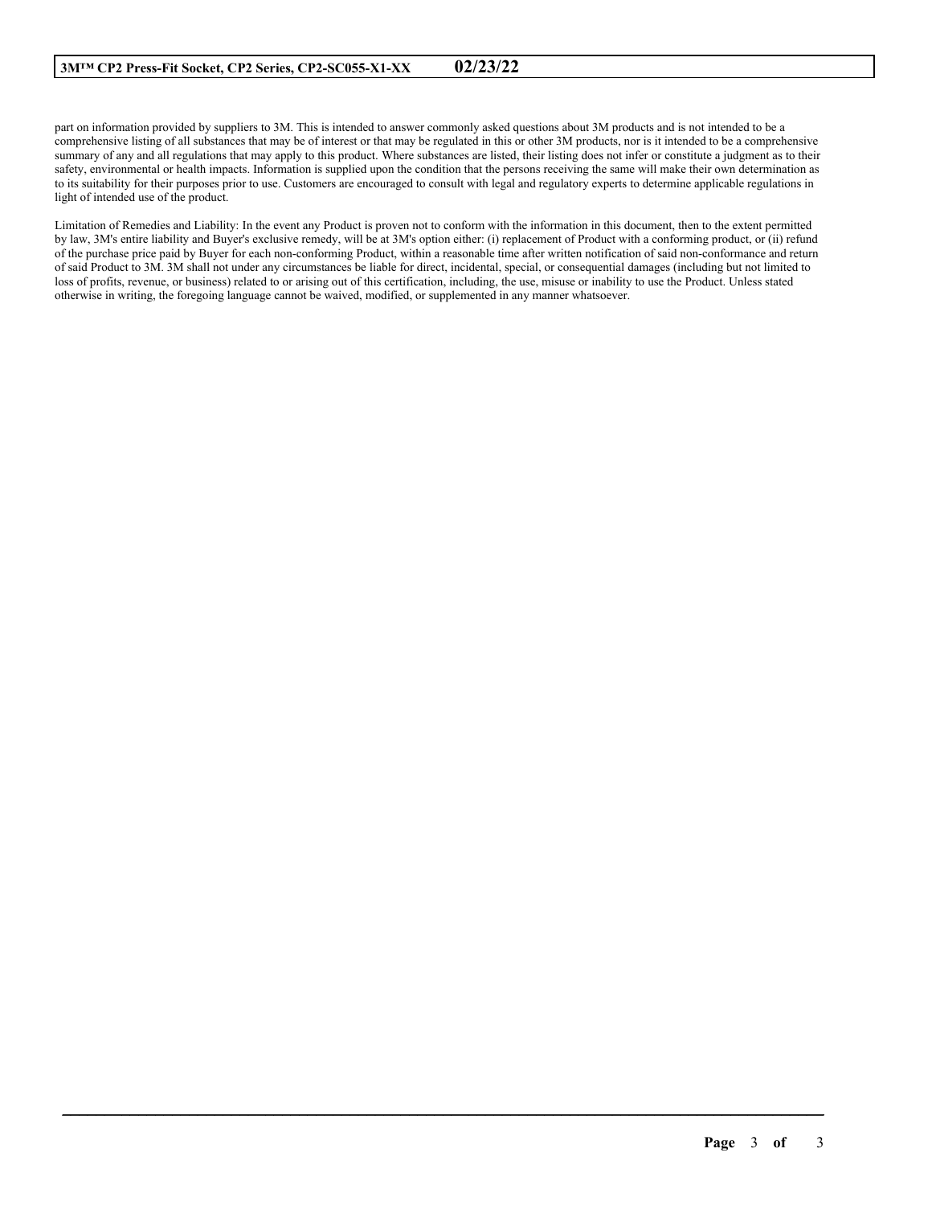part on information provided by suppliers to 3M. This is intended to answer commonly asked questions about 3M products and is not intended to be a comprehensive listing of all substances that may be of interest or that may be regulated in this or other 3M products, nor is it intended to be a comprehensive summary of any and all regulations that may apply to this product. Where substances are listed, their listing does not infer or constitute a judgment as to their safety, environmental or health impacts. Information is supplied upon the condition that the persons receiving the same will make their own determination as to its suitability for their purposes prior to use. Customers are encouraged to consult with legal and regulatory experts to determine applicable regulations in light of intended use of the product.

Limitation of Remedies and Liability: In the event any Product is proven not to conform with the information in this document, then to the extent permitted by law, 3M's entire liability and Buyer's exclusive remedy, will be at 3M's option either: (i) replacement of Product with a conforming product, or (ii) refund of the purchase price paid by Buyer for each non-conforming Product, within a reasonable time after written notification of said non-conformance and return of said Product to 3M. 3M shall not under any circumstances be liable for direct, incidental, special, or consequential damages (including but not limited to loss of profits, revenue, or business) related to or arising out of this certification, including, the use, misuse or inability to use the Product. Unless stated otherwise in writing, the foregoing language cannot be waived, modified, or supplemented in any manner whatsoever.